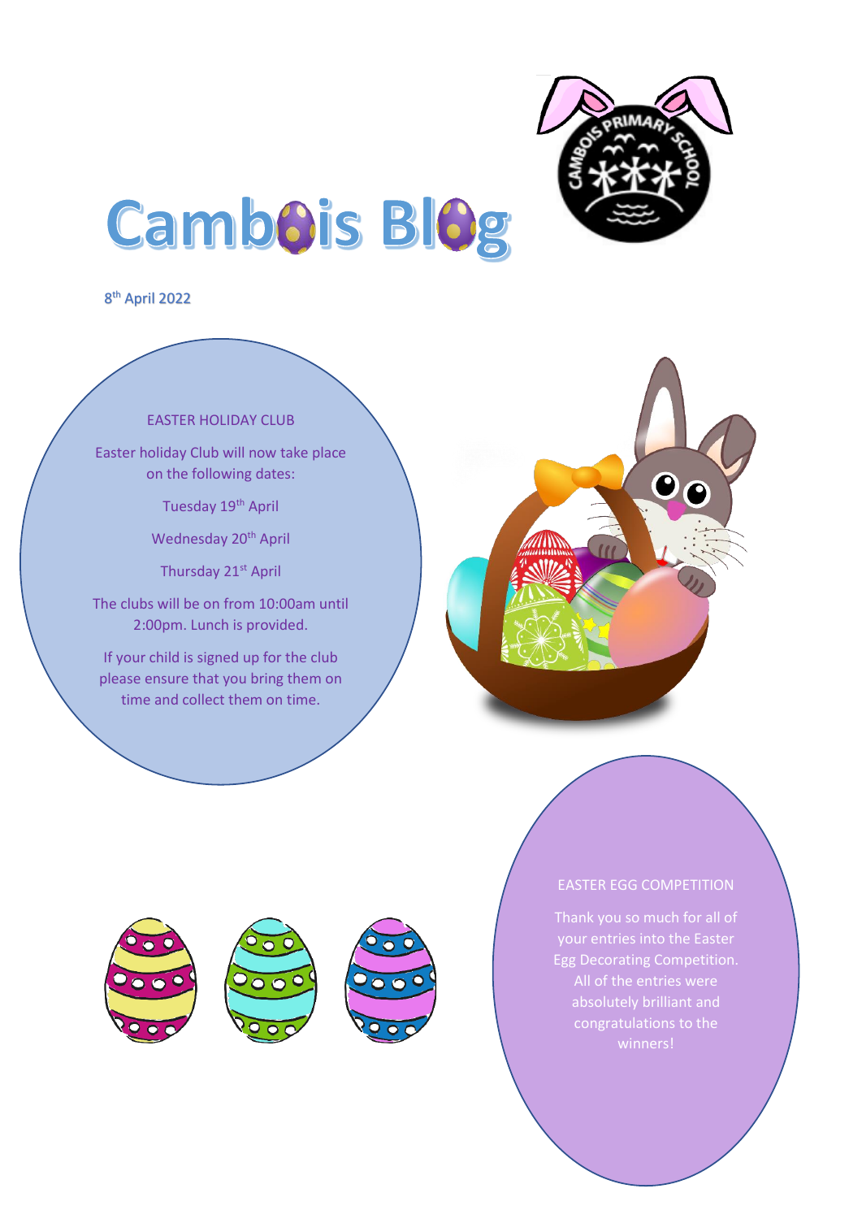# Cambois Blog

8th April 2022

## EASTER HOLIDAY CLUB

Easter holiday Club will now take place on the following dates:

Tuesday 19th April

Wednesday 20th April

Thursday 21st April

The clubs will be on from 10:00am until 2:00pm. Lunch is provided.

If your child is signed up for the club please ensure that you bring them on time and collect them on time.

## EASTER EGG COMPETITION

Thank you so much for all of your entries into the Easter Egg Decorating Competition. All of the entries were absolutely brilliant and congratulations to the winners!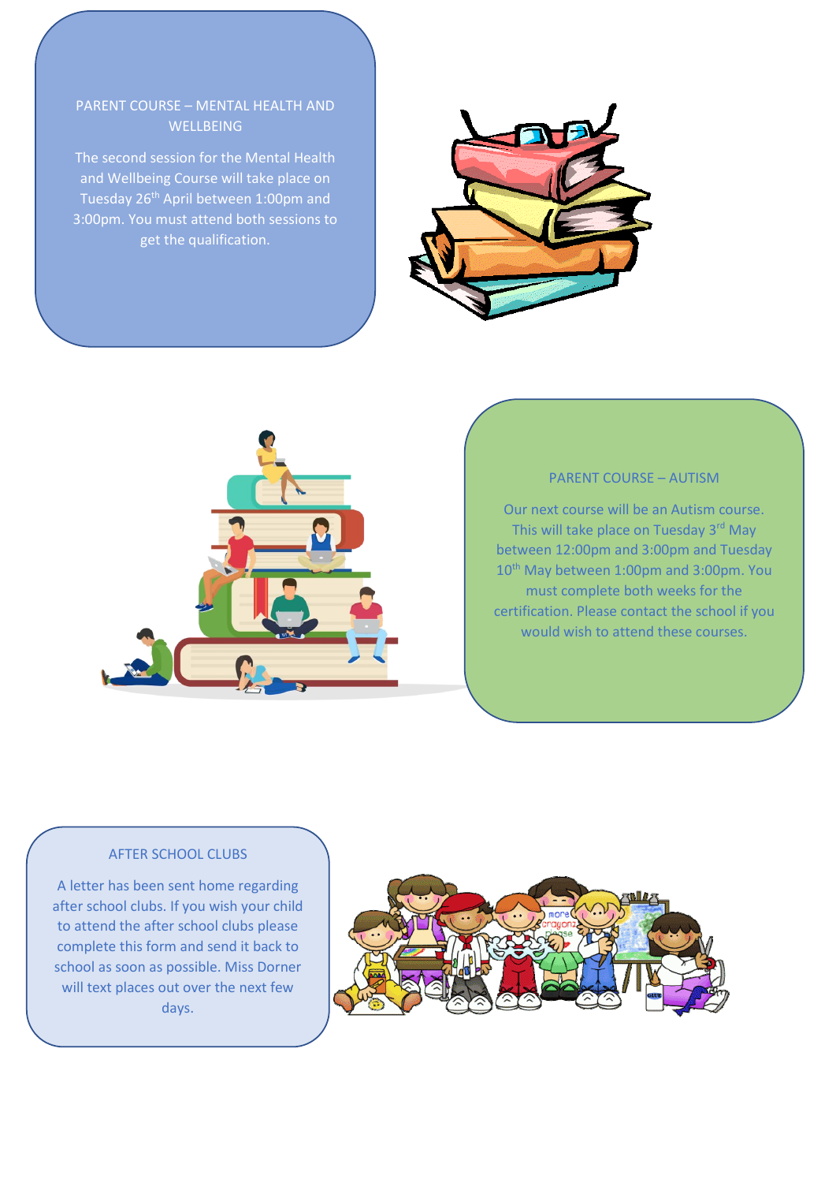## PARENT COURSE – MENTAL HEALTH AND WELLBEING

The second session for the Mental Health and Wellbeing Course will take place on Tuesday 26th April between 1:00pm and 3:00pm. You must attend both sessions to get the qualification.

## PARENT COURSE – AUTISM

Our next course will be an Autism course. This will take place on Tuesday 3rd May between 12:00pm and 3:00pm and Tuesday 10th May between 1:00pm and 3:00pm. You must complete both weeks for the certification. Please contact the school if you would wish to attend these courses.

## AFTER SCHOOL CLUBS

A letter has been sent home regarding after school clubs. If you wish your child to attend the after school clubs please complete this form and send it back to school as soon as possible. Miss Dorner will text places out over the next few days.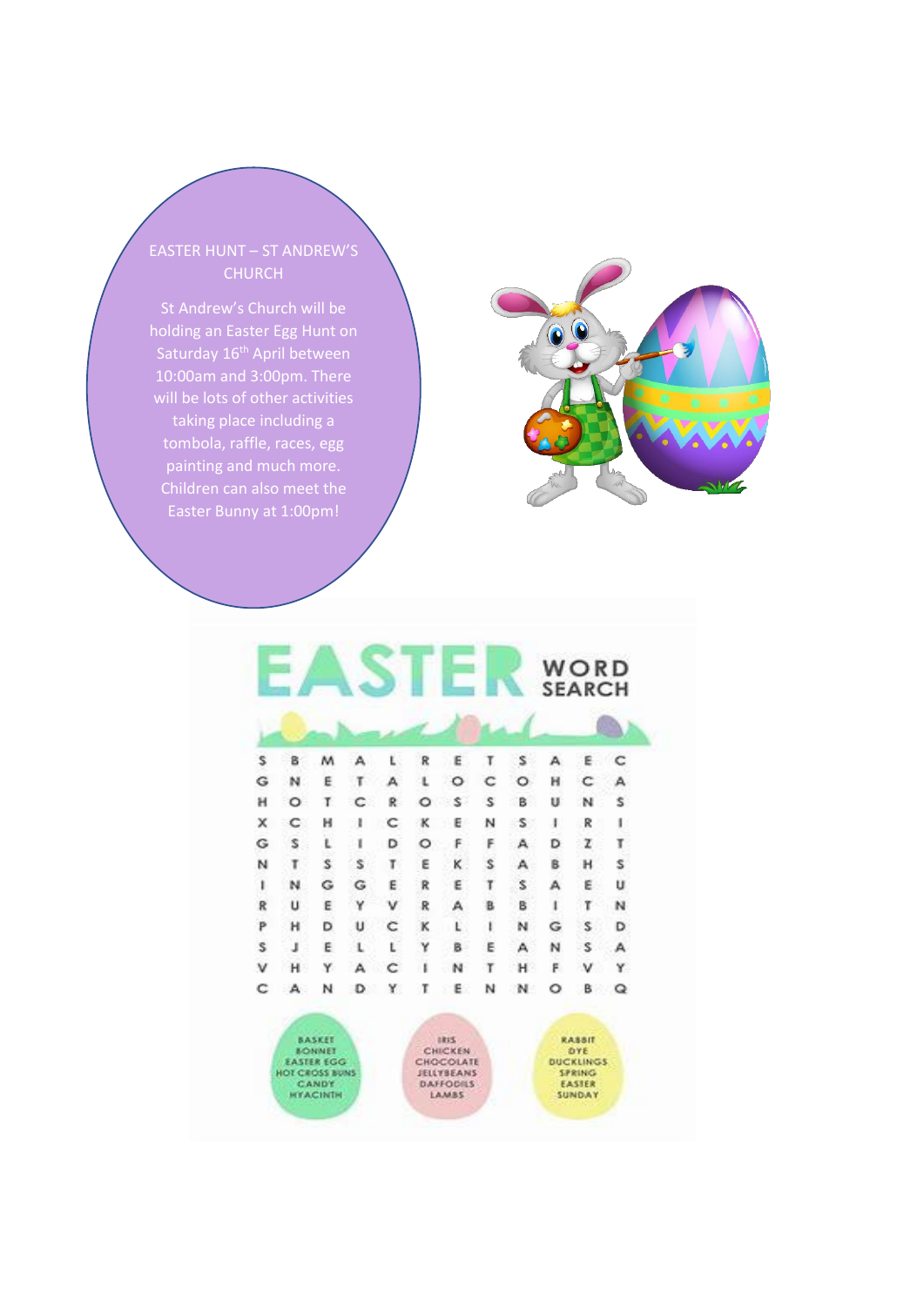## EASTER HUNT – ST ANDREW'S CHURCH

St Andrew's Church will be holding an Easter Egg Hunt on Saturday 16th April between 10:00am and 3:00pm. There will be lots of other activities taking place including a tombola, raffle, races, egg painting and much more. Children can also meet the Easter Bunny at 1:00pm!

# EASTER WORD SEARCH

| | | | | | | | | | | | |
|---|---|---|---|---|---|---|---|---|---|---|---|
| S | B | M | A | L | R | E | T | S | A | E | C |
| G | N | E | T | A | L | O | C | O | H | C | A |
| H | O | T | C | R | O | S | S | B | U | N | S |
| X | C | H | I | C | K | E | N | S | I | R | I |
| G | S | L | I | D | O | F | F | A | D | Z | T |
| N | T | S | S | T | E | K | S | A | B | H | S |
| I | N | G | G | E | R | E | T | S | A | E | U |
| R | U | E | Y | V | R | A | B | B | I | T | N |
| P | H | D | U | C | K | L | I | N | G | S | D |
| S | J | E | L | L | Y | B | E | A | N | S | A |
| V | H | Y | A | C | I | N | T | H | F | V | Y |
| C | A | N | D | Y | T | E | N | N | O | B | Q |

- BASKET
- BONNET
- EASTER EGG
- HOT CROSS BUNS
- CANDY
- HYACINTH

- IRIS
- CHICKEN
- CHOCOLATE
- JELLYBEANS
- DAFFODILS
- LAMBS

- RABBIT
- DYE
- DUCKLINGS
- SPRING
- EASTER
- SUNDAY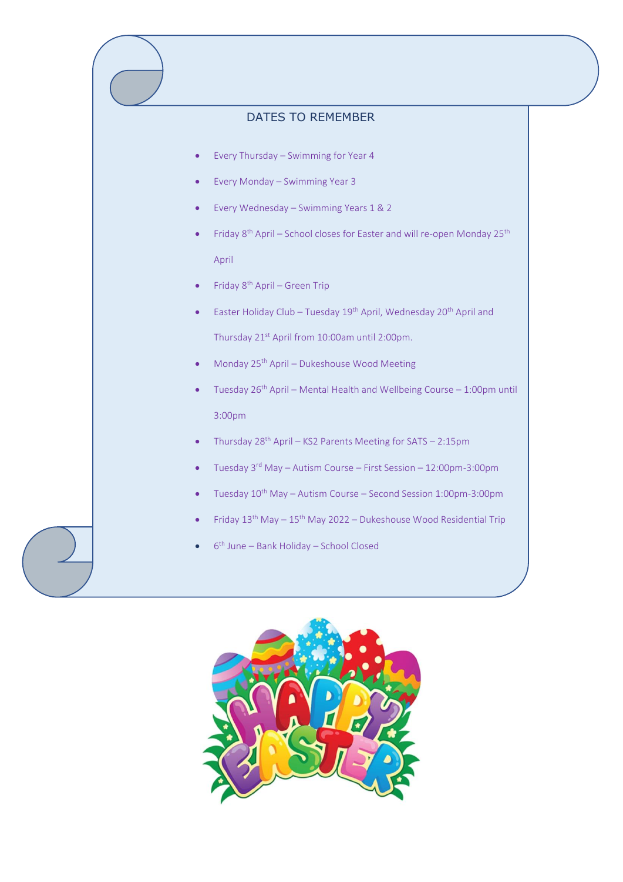## DATES TO REMEMBER

- Every Thursday – Swimming for Year 4
- Every Monday – Swimming Year 3
- Every Wednesday – Swimming Years 1 & 2
- Friday 8th April – School closes for Easter and will re-open Monday 25th April
- Friday 8th April – Green Trip
- Easter Holiday Club – Tuesday 19th April, Wednesday 20th April and Thursday 21st April from 10:00am until 2:00pm.
- Monday 25th April – Dukeshouse Wood Meeting
- Tuesday 26th April – Mental Health and Wellbeing Course – 1:00pm until 3:00pm
- Thursday 28th April – KS2 Parents Meeting for SATS – 2:15pm
- Tuesday 3rd May – Autism Course – First Session – 12:00pm-3:00pm
- Tuesday 10th May – Autism Course – Second Session 1:00pm-3:00pm
- Friday 13th May – 15th May 2022 – Dukeshouse Wood Residential Trip
- 6th June – Bank Holiday – School Closed